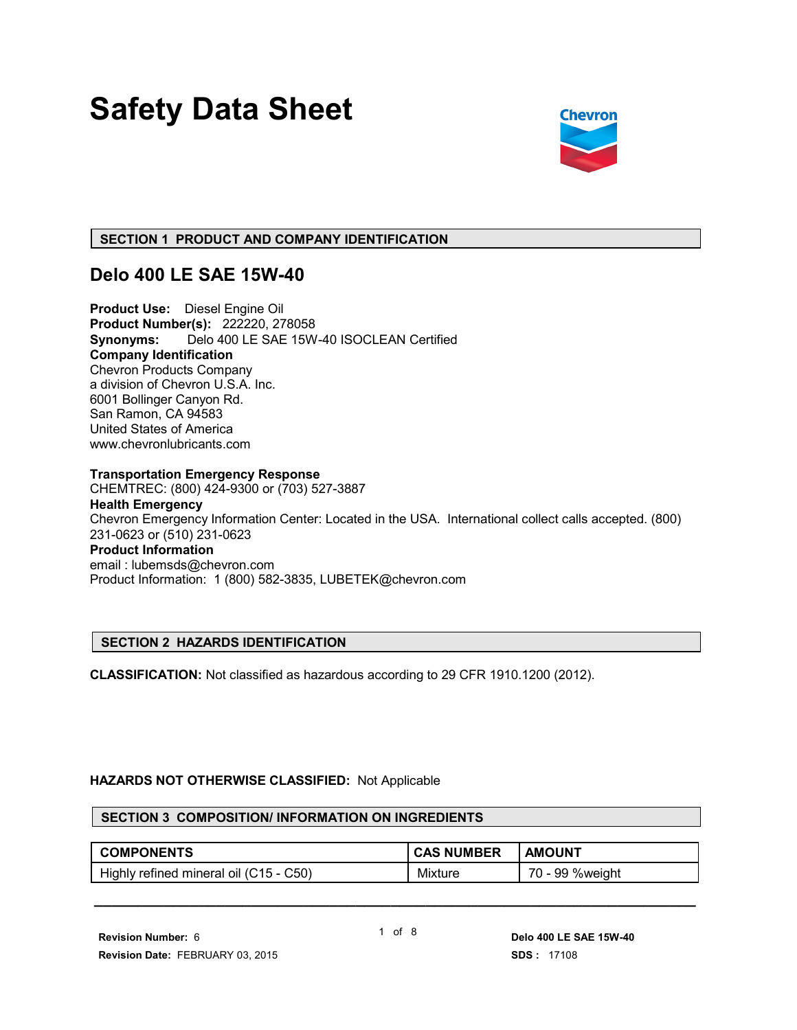# Safety Data Sheet

## SECTION 1 PRODUCT AND COMPANY IDENTIFICATION

## Delo 400 LE SAE 15W-40

**Product Use:** Diesel Engine Oil
**Product Number(s):** 222220, 278058
**Synonyms:** Delo 400 LE SAE 15W-40 ISOCLEAN Certified
**Company Identification**
Chevron Products Company
a division of Chevron U.S.A. Inc.
6001 Bollinger Canyon Rd.
San Ramon, CA 94583
United States of America
www.chevronlubricants.com

**Transportation Emergency Response**
CHEMTREC: (800) 424-9300 or (703) 527-3887
**Health Emergency**
Chevron Emergency Information Center: Located in the USA. International collect calls accepted. (800) 231-0623 or (510) 231-0623
**Product Information**
email : lubemsds@chevron.com
Product Information: 1 (800) 582-3835, LUBETEK@chevron.com

## SECTION 2 HAZARDS IDENTIFICATION

**CLASSIFICATION:** Not classified as hazardous according to 29 CFR 1910.1200 (2012).

**HAZARDS NOT OTHERWISE CLASSIFIED:** Not Applicable

## SECTION 3 COMPOSITION/ INFORMATION ON INGREDIENTS

| COMPONENTS | CAS NUMBER | AMOUNT |
|---|---|---|
| Highly refined mineral oil (C15 - C50) | Mixture | 70 - 99 %weight |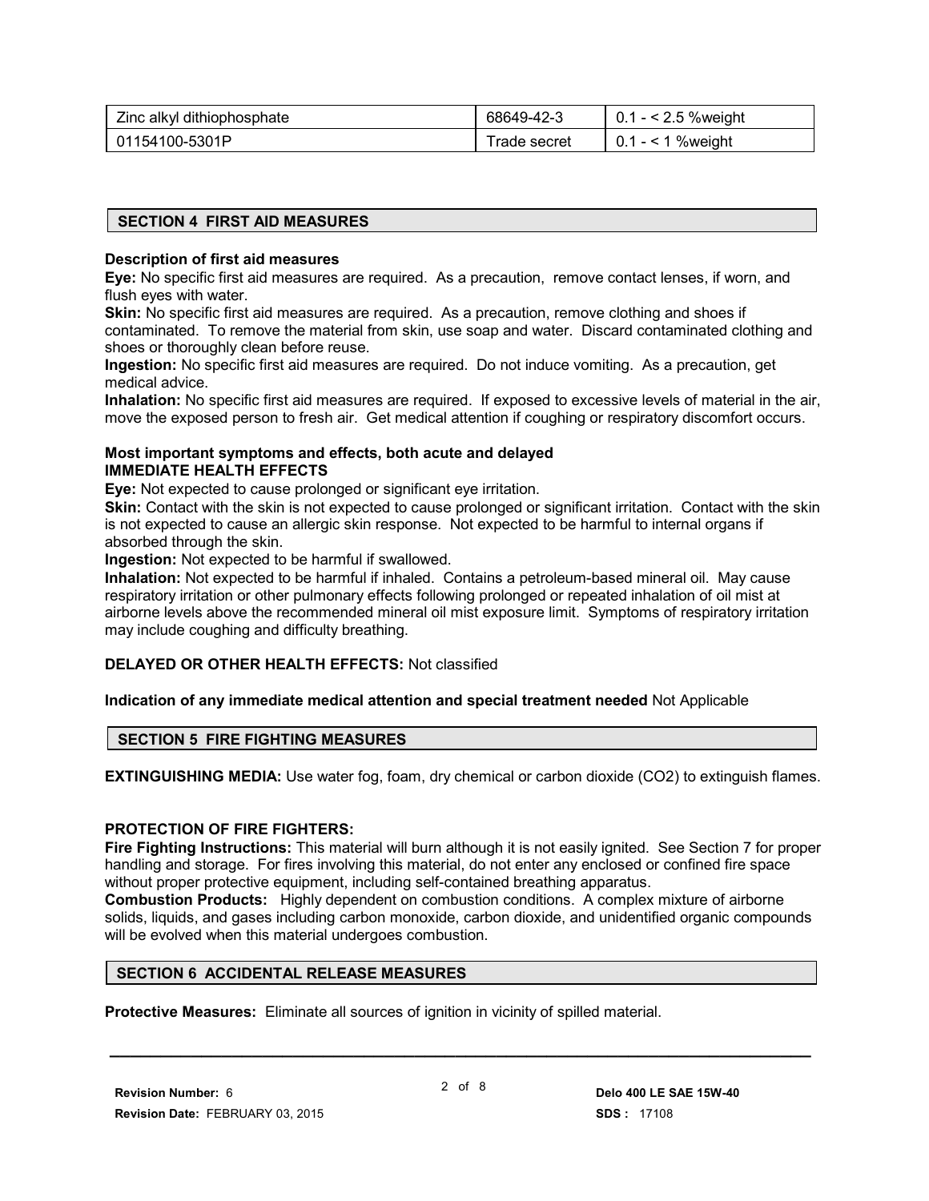| Zinc alkyl dithiophosphate | 68649-42-3 | 0.1 - < 2.5 %weight |
| --- | --- | --- |
| 01154100-5301P | Trade secret | 0.1 - < 1 %weight |

## SECTION 4 FIRST AID MEASURES

**Description of first aid measures**

**Eye:** No specific first aid measures are required. As a precaution, remove contact lenses, if worn, and flush eyes with water.

**Skin:** No specific first aid measures are required. As a precaution, remove clothing and shoes if contaminated. To remove the material from skin, use soap and water. Discard contaminated clothing and shoes or thoroughly clean before reuse.

**Ingestion:** No specific first aid measures are required. Do not induce vomiting. As a precaution, get medical advice.

**Inhalation:** No specific first aid measures are required. If exposed to excessive levels of material in the air, move the exposed person to fresh air. Get medical attention if coughing or respiratory discomfort occurs.

**Most important symptoms and effects, both acute and delayed**

**IMMEDIATE HEALTH EFFECTS**

**Eye:** Not expected to cause prolonged or significant eye irritation.

**Skin:** Contact with the skin is not expected to cause prolonged or significant irritation. Contact with the skin is not expected to cause an allergic skin response. Not expected to be harmful to internal organs if absorbed through the skin.

**Ingestion:** Not expected to be harmful if swallowed.

**Inhalation:** Not expected to be harmful if inhaled. Contains a petroleum-based mineral oil. May cause respiratory irritation or other pulmonary effects following prolonged or repeated inhalation of oil mist at airborne levels above the recommended mineral oil mist exposure limit. Symptoms of respiratory irritation may include coughing and difficulty breathing.

**DELAYED OR OTHER HEALTH EFFECTS:** Not classified

**Indication of any immediate medical attention and special treatment needed** Not Applicable

## SECTION 5 FIRE FIGHTING MEASURES

**EXTINGUISHING MEDIA:** Use water fog, foam, dry chemical or carbon dioxide ($CO_2$) to extinguish flames.

**PROTECTION OF FIRE FIGHTERS:**

**Fire Fighting Instructions:** This material will burn although it is not easily ignited. See Section 7 for proper handling and storage. For fires involving this material, do not enter any enclosed or confined fire space without proper protective equipment, including self-contained breathing apparatus.

**Combustion Products:** Highly dependent on combustion conditions. A complex mixture of airborne solids, liquids, and gases including carbon monoxide, carbon dioxide, and unidentified organic compounds will be evolved when this material undergoes combustion.

## SECTION 6 ACCIDENTAL RELEASE MEASURES

**Protective Measures:** Eliminate all sources of ignition in vicinity of spilled material.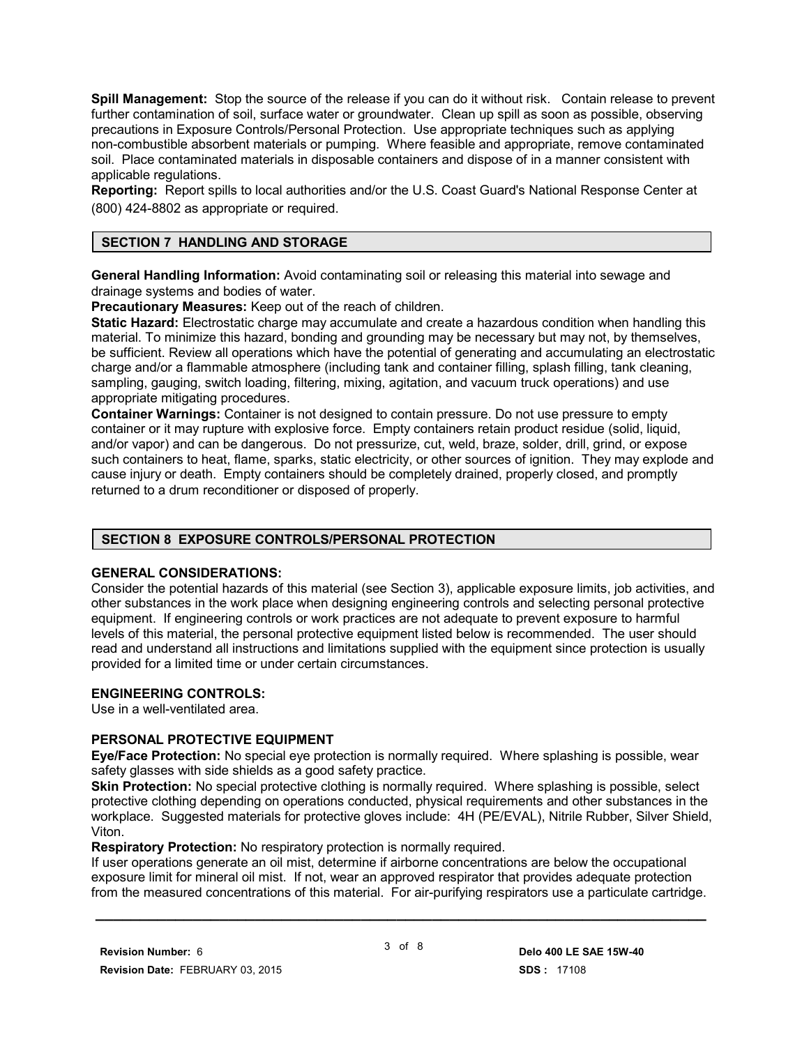**Spill Management:** Stop the source of the release if you can do it without risk. Contain release to prevent further contamination of soil, surface water or groundwater. Clean up spill as soon as possible, observing precautions in Exposure Controls/Personal Protection. Use appropriate techniques such as applying non-combustible absorbent materials or pumping. Where feasible and appropriate, remove contaminated soil. Place contaminated materials in disposable containers and dispose of in a manner consistent with applicable regulations.

**Reporting:** Report spills to local authorities and/or the U.S. Coast Guard's National Response Center at (800) 424-8802 as appropriate or required.

## SECTION 7 HANDLING AND STORAGE

**General Handling Information:** Avoid contaminating soil or releasing this material into sewage and drainage systems and bodies of water.

**Precautionary Measures:** Keep out of the reach of children.

**Static Hazard:** Electrostatic charge may accumulate and create a hazardous condition when handling this material. To minimize this hazard, bonding and grounding may be necessary but may not, by themselves, be sufficient. Review all operations which have the potential of generating and accumulating an electrostatic charge and/or a flammable atmosphere (including tank and container filling, splash filling, tank cleaning, sampling, gauging, switch loading, filtering, mixing, agitation, and vacuum truck operations) and use appropriate mitigating procedures.

**Container Warnings:** Container is not designed to contain pressure. Do not use pressure to empty container or it may rupture with explosive force. Empty containers retain product residue (solid, liquid, and/or vapor) and can be dangerous. Do not pressurize, cut, weld, braze, solder, drill, grind, or expose such containers to heat, flame, sparks, static electricity, or other sources of ignition. They may explode and cause injury or death. Empty containers should be completely drained, properly closed, and promptly returned to a drum reconditioner or disposed of properly.

## SECTION 8 EXPOSURE CONTROLS/PERSONAL PROTECTION

### GENERAL CONSIDERATIONS:

Consider the potential hazards of this material (see Section 3), applicable exposure limits, job activities, and other substances in the work place when designing engineering controls and selecting personal protective equipment. If engineering controls or work practices are not adequate to prevent exposure to harmful levels of this material, the personal protective equipment listed below is recommended. The user should read and understand all instructions and limitations supplied with the equipment since protection is usually provided for a limited time or under certain circumstances.

### ENGINEERING CONTROLS:

Use in a well-ventilated area.

### PERSONAL PROTECTIVE EQUIPMENT

**Eye/Face Protection:** No special eye protection is normally required. Where splashing is possible, wear safety glasses with side shields as a good safety practice.

**Skin Protection:** No special protective clothing is normally required. Where splashing is possible, select protective clothing depending on operations conducted, physical requirements and other substances in the workplace. Suggested materials for protective gloves include: 4H (PE/EVAL), Nitrile Rubber, Silver Shield, Viton.

**Respiratory Protection:** No respiratory protection is normally required.

If user operations generate an oil mist, determine if airborne concentrations are below the occupational exposure limit for mineral oil mist. If not, wear an approved respirator that provides adequate protection from the measured concentrations of this material. For air-purifying respirators use a particulate cartridge.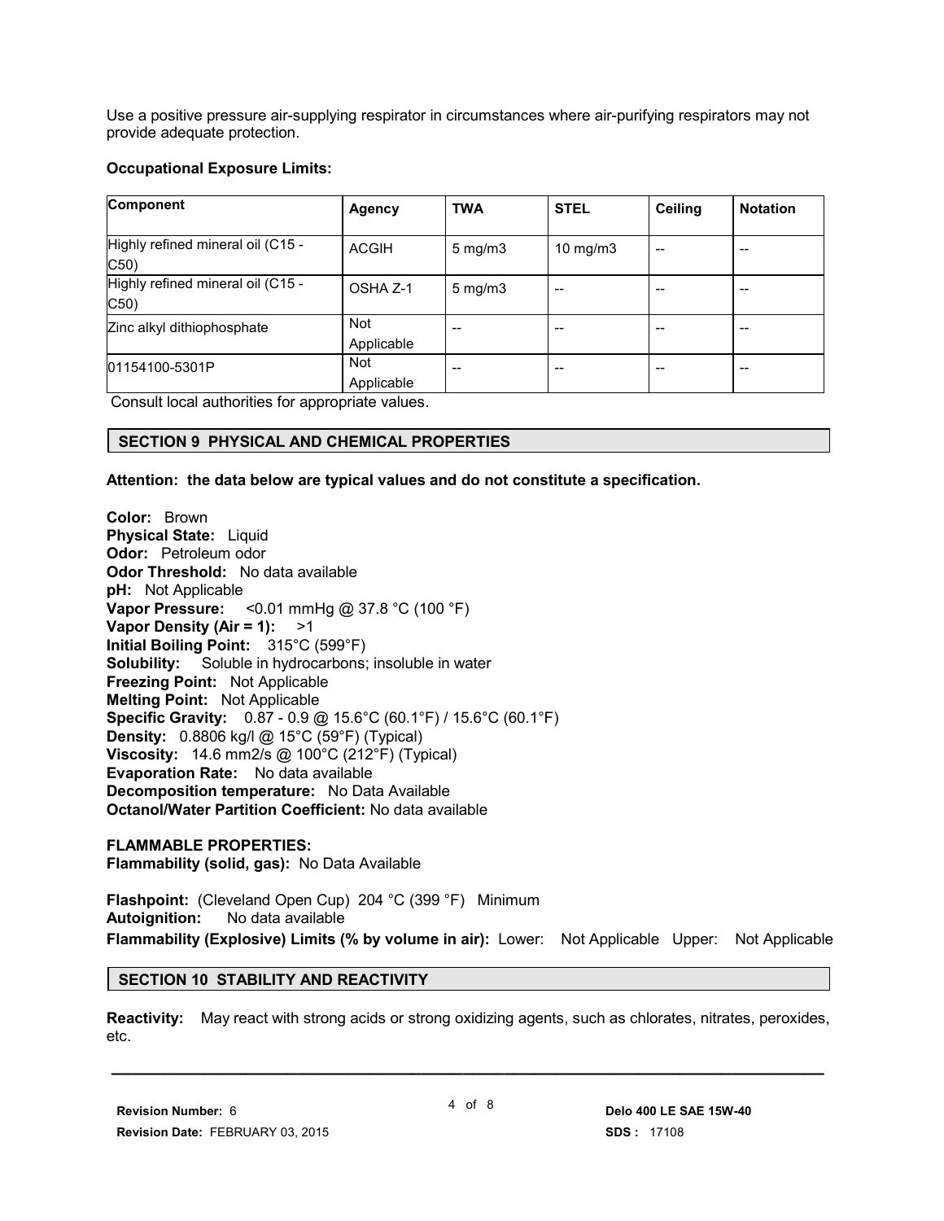Use a positive pressure air-supplying respirator in circumstances where air-purifying respirators may not provide adequate protection.

**Occupational Exposure Limits:**

| Component | Agency | TWA | STEL | Ceiling | Notation |
|---|---|---|---|---|---|
| Highly refined mineral oil (C15 - C50) | ACGIH | 5 mg/m3 | 10 mg/m3 | -- | -- |
| Highly refined mineral oil (C15 - C50) | OSHA Z-1 | 5 mg/m3 | -- | -- | -- |
| Zinc alkyl dithiophosphate | Not Applicable | -- | -- | -- | -- |
| 01154100-5301P | Not Applicable | -- | -- | -- | -- |

Consult local authorities for appropriate values.

## SECTION 9 PHYSICAL AND CHEMICAL PROPERTIES

**Attention: the data below are typical values and do not constitute a specification.**

**Color:** Brown
**Physical State:** Liquid
**Odor:** Petroleum odor
**Odor Threshold:** No data available
**pH:** Not Applicable
**Vapor Pressure:** <0.01 mmHg @ 37.8 °C (100 °F)
**Vapor Density (Air = 1):** >1
**Initial Boiling Point:** 315°C (599°F)
**Solubility:** Soluble in hydrocarbons; insoluble in water
**Freezing Point:** Not Applicable
**Melting Point:** Not Applicable
**Specific Gravity:** 0.87 - 0.9 @ 15.6°C (60.1°F) / 15.6°C (60.1°F)
**Density:** 0.8806 kg/l @ 15°C (59°F) (Typical)
**Viscosity:** 14.6 mm2/s @ 100°C (212°F) (Typical)
**Evaporation Rate:** No data available
**Decomposition temperature:** No Data Available
**Octanol/Water Partition Coefficient:** No data available

**FLAMMABLE PROPERTIES:**
**Flammability (solid, gas):** No Data Available

**Flashpoint:** (Cleveland Open Cup) 204 °C (399 °F) Minimum
**Autoignition:** No data available
**Flammability (Explosive) Limits (% by volume in air):** Lower: Not Applicable Upper: Not Applicable

## SECTION 10 STABILITY AND REACTIVITY

**Reactivity:** May react with strong acids or strong oxidizing agents, such as chlorates, nitrates, peroxides, etc.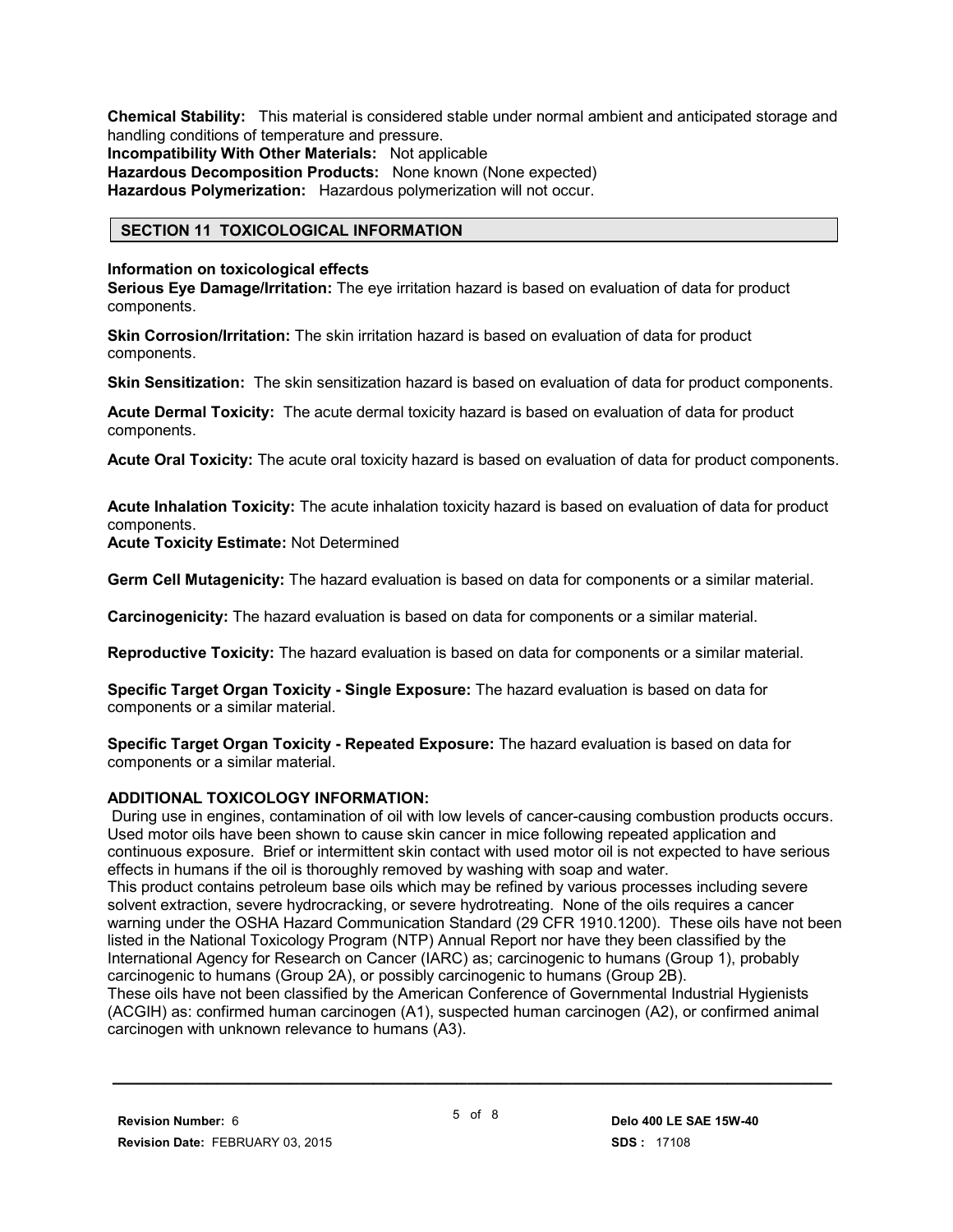**Chemical Stability:** This material is considered stable under normal ambient and anticipated storage and handling conditions of temperature and pressure.
**Incompatibility With Other Materials:** Not applicable
**Hazardous Decomposition Products:** None known (None expected)
**Hazardous Polymerization:** Hazardous polymerization will not occur.

## SECTION 11 TOXICOLOGICAL INFORMATION

**Information on toxicological effects**
**Serious Eye Damage/Irritation:** The eye irritation hazard is based on evaluation of data for product components.

**Skin Corrosion/Irritation:** The skin irritation hazard is based on evaluation of data for product components.

**Skin Sensitization:** The skin sensitization hazard is based on evaluation of data for product components.

**Acute Dermal Toxicity:** The acute dermal toxicity hazard is based on evaluation of data for product components.

**Acute Oral Toxicity:** The acute oral toxicity hazard is based on evaluation of data for product components.

**Acute Inhalation Toxicity:** The acute inhalation toxicity hazard is based on evaluation of data for product components.
**Acute Toxicity Estimate:** Not Determined

**Germ Cell Mutagenicity:** The hazard evaluation is based on data for components or a similar material.

**Carcinogenicity:** The hazard evaluation is based on data for components or a similar material.

**Reproductive Toxicity:** The hazard evaluation is based on data for components or a similar material.

**Specific Target Organ Toxicity - Single Exposure:** The hazard evaluation is based on data for components or a similar material.

**Specific Target Organ Toxicity - Repeated Exposure:** The hazard evaluation is based on data for components or a similar material.

**ADDITIONAL TOXICOLOGY INFORMATION:**
During use in engines, contamination of oil with low levels of cancer-causing combustion products occurs. Used motor oils have been shown to cause skin cancer in mice following repeated application and continuous exposure. Brief or intermittent skin contact with used motor oil is not expected to have serious effects in humans if the oil is thoroughly removed by washing with soap and water.
This product contains petroleum base oils which may be refined by various processes including severe solvent extraction, severe hydrocracking, or severe hydrotreating. None of the oils requires a cancer warning under the OSHA Hazard Communication Standard (29 CFR 1910.1200). These oils have not been listed in the National Toxicology Program (NTP) Annual Report nor have they been classified by the International Agency for Research on Cancer (IARC) as; carcinogenic to humans (Group 1), probably carcinogenic to humans (Group 2A), or possibly carcinogenic to humans (Group 2B).
These oils have not been classified by the American Conference of Governmental Industrial Hygienists (ACGIH) as: confirmed human carcinogen (A1), suspected human carcinogen (A2), or confirmed animal carcinogen with unknown relevance to humans (A3).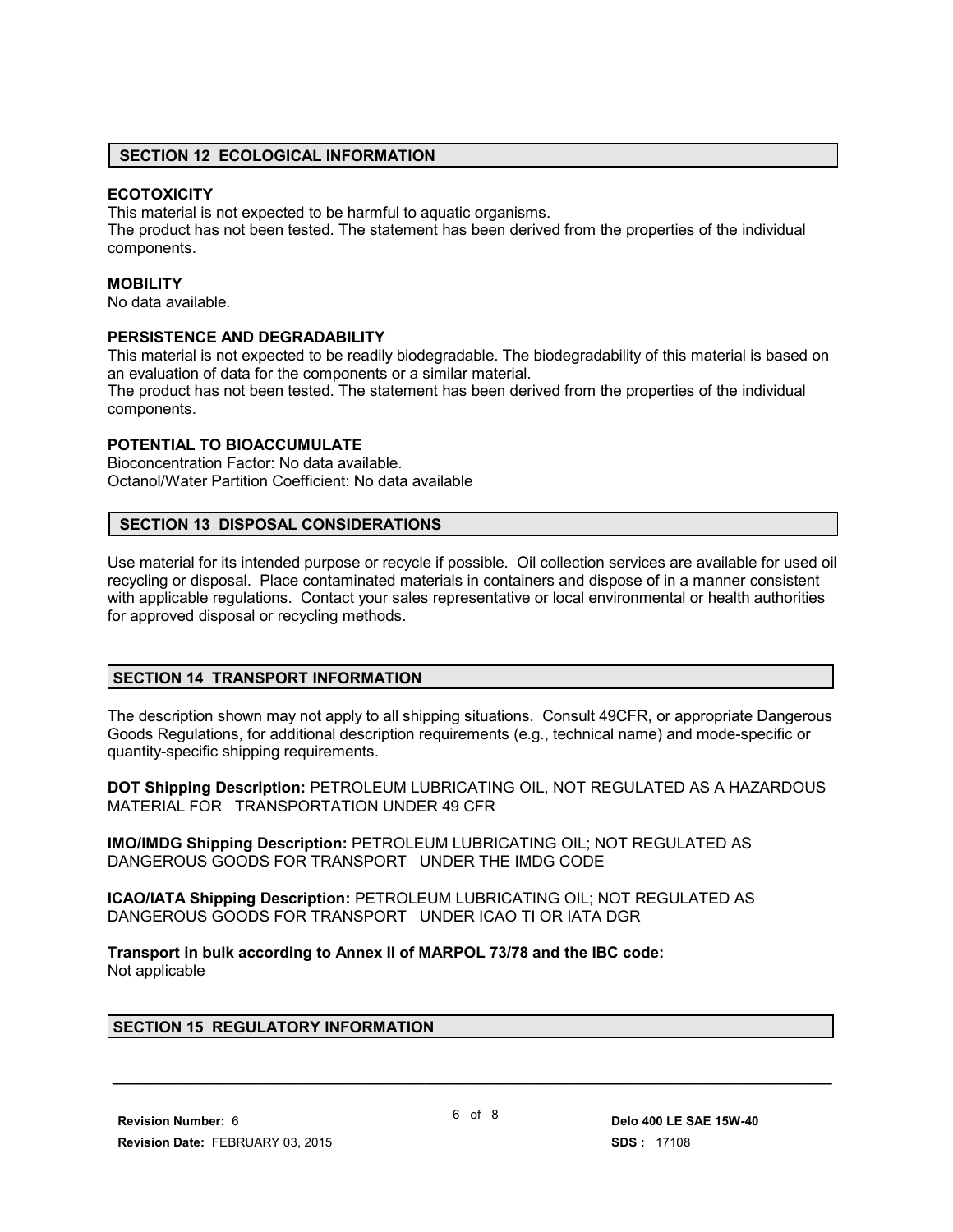## SECTION 12 ECOLOGICAL INFORMATION

**ECOTOXICITY**
This material is not expected to be harmful to aquatic organisms.
The product has not been tested. The statement has been derived from the properties of the individual components.

**MOBILITY**
No data available.

**PERSISTENCE AND DEGRADABILITY**
This material is not expected to be readily biodegradable. The biodegradability of this material is based on an evaluation of data for the components or a similar material.
The product has not been tested. The statement has been derived from the properties of the individual components.

**POTENTIAL TO BIOACCUMULATE**
Bioconcentration Factor: No data available.
Octanol/Water Partition Coefficient: No data available

## SECTION 13 DISPOSAL CONSIDERATIONS

Use material for its intended purpose or recycle if possible. Oil collection services are available for used oil recycling or disposal. Place contaminated materials in containers and dispose of in a manner consistent with applicable regulations. Contact your sales representative or local environmental or health authorities for approved disposal or recycling methods.

## SECTION 14 TRANSPORT INFORMATION

The description shown may not apply to all shipping situations. Consult 49CFR, or appropriate Dangerous Goods Regulations, for additional description requirements (e.g., technical name) and mode-specific or quantity-specific shipping requirements.

**DOT Shipping Description:** PETROLEUM LUBRICATING OIL, NOT REGULATED AS A HAZARDOUS MATERIAL FOR TRANSPORTATION UNDER 49 CFR

**IMO/IMDG Shipping Description:** PETROLEUM LUBRICATING OIL; NOT REGULATED AS DANGEROUS GOODS FOR TRANSPORT UNDER THE IMDG CODE

**ICAO/IATA Shipping Description:** PETROLEUM LUBRICATING OIL; NOT REGULATED AS DANGEROUS GOODS FOR TRANSPORT UNDER ICAO TI OR IATA DGR

**Transport in bulk according to Annex II of MARPOL 73/78 and the IBC code:**
Not applicable

## SECTION 15 REGULATORY INFORMATION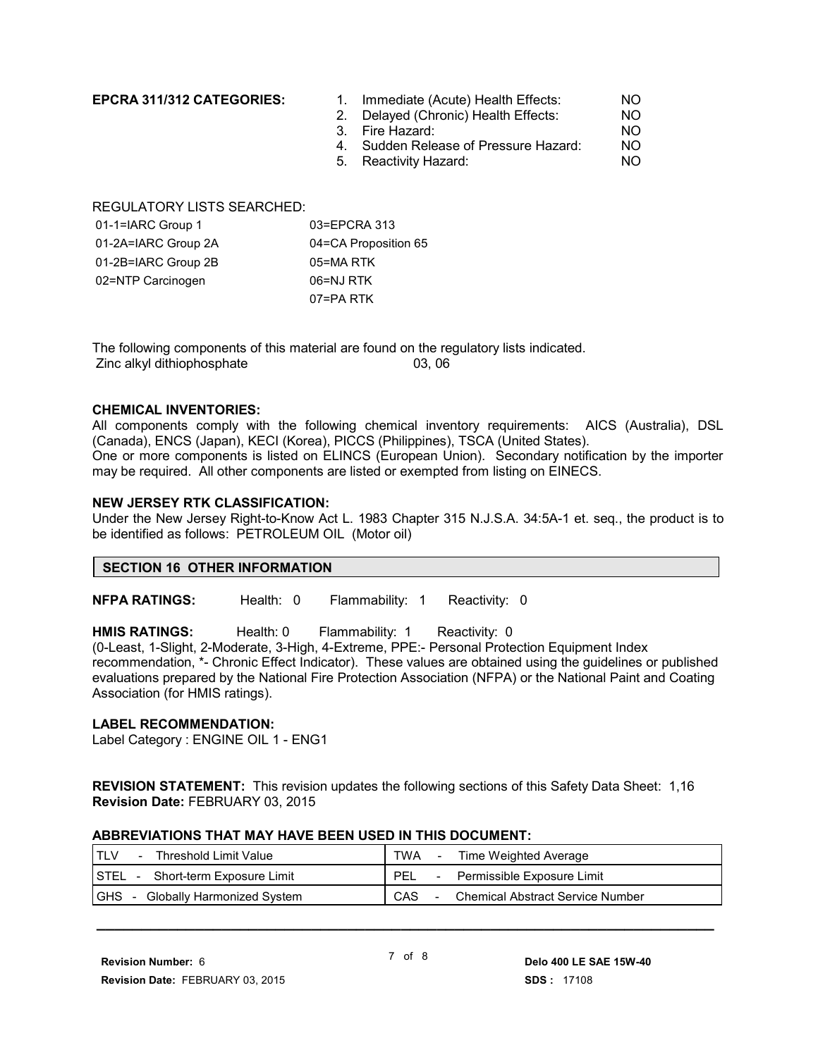**EPCRA 311/312 CATEGORIES:**

1. Immediate (Acute) Health Effects: NO
2. Delayed (Chronic) Health Effects: NO
3. Fire Hazard: NO
4. Sudden Release of Pressure Hazard: NO
5. Reactivity Hazard: NO

REGULATORY LISTS SEARCHED:

| | |
|---|---|
| 01-1=IARC Group 1 | 03=EPCRA 313 |
| 01-2A=IARC Group 2A | 04=CA Proposition 65 |
| 01-2B=IARC Group 2B | 05=MA RTK |
| 02=NTP Carcinogen | 06=NJ RTK |
| | 07=PA RTK |

The following components of this material are found on the regulatory lists indicated.

Zinc alkyl dithiophosphate 03, 06

**CHEMICAL INVENTORIES:**

All components comply with the following chemical inventory requirements: AICS (Australia), DSL (Canada), ENCS (Japan), KECI (Korea), PICCS (Philippines), TSCA (United States).
One or more components is listed on ELINCS (European Union). Secondary notification by the importer may be required. All other components are listed or exempted from listing on EINECS.

**NEW JERSEY RTK CLASSIFICATION:**

Under the New Jersey Right-to-Know Act L. 1983 Chapter 315 N.J.S.A. 34:5A-1 et. seq., the product is to be identified as follows: PETROLEUM OIL (Motor oil)

## SECTION 16 OTHER INFORMATION

**NFPA RATINGS:** Health: 0 Flammability: 1 Reactivity: 0

**HMIS RATINGS:** Health: 0 Flammability: 1 Reactivity: 0

(0-Least, 1-Slight, 2-Moderate, 3-High, 4-Extreme, PPE:- Personal Protection Equipment Index recommendation, *- Chronic Effect Indicator). These values are obtained using the guidelines or published evaluations prepared by the National Fire Protection Association (NFPA) or the National Paint and Coating Association (for HMIS ratings).

**LABEL RECOMMENDATION:**

Label Category : ENGINE OIL 1 - ENG1

**REVISION STATEMENT:** This revision updates the following sections of this Safety Data Sheet: 1,16
**Revision Date:** FEBRUARY 03, 2015

**ABBREVIATIONS THAT MAY HAVE BEEN USED IN THIS DOCUMENT:**

| | |
|---|---|
| TLV - Threshold Limit Value | TWA - Time Weighted Average |
| STEL - Short-term Exposure Limit | PEL - Permissible Exposure Limit |
| GHS - Globally Harmonized System | CAS - Chemical Abstract Service Number |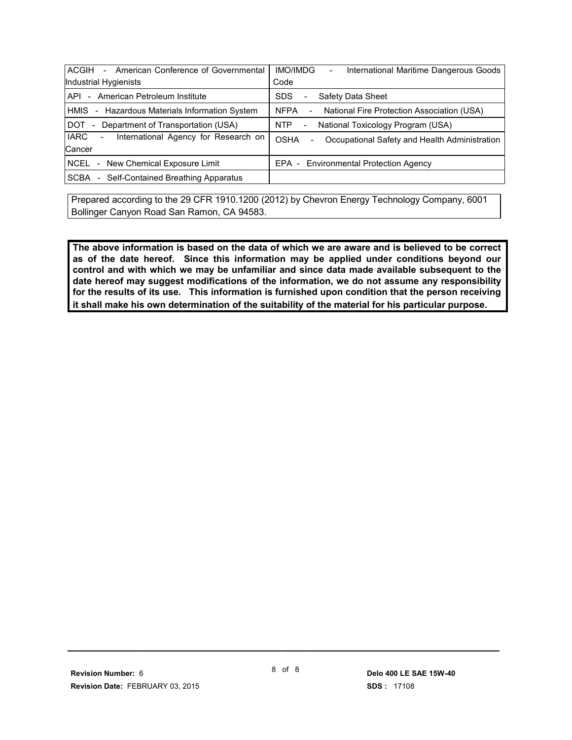| | |
|---|---|
| ACGIH - American Conference of Governmental Industrial Hygienists | IMO/IMDG - International Maritime Dangerous Goods Code |
| API - American Petroleum Institute | SDS - Safety Data Sheet |
| HMIS - Hazardous Materials Information System | NFPA - National Fire Protection Association (USA) |
| DOT - Department of Transportation (USA) | NTP - National Toxicology Program (USA) |
| IARC - International Agency for Research on Cancer | OSHA - Occupational Safety and Health Administration |
| NCEL - New Chemical Exposure Limit | EPA - Environmental Protection Agency |
| SCBA - Self-Contained Breathing Apparatus | |

Prepared according to the 29 CFR 1910.1200 (2012) by Chevron Energy Technology Company, 6001 Bollinger Canyon Road San Ramon, CA 94583.

**The above information is based on the data of which we are aware and is believed to be correct as of the date hereof. Since this information may be applied under conditions beyond our control and with which we may be unfamiliar and since data made available subsequent to the date hereof may suggest modifications of the information, we do not assume any responsibility for the results of its use. This information is furnished upon condition that the person receiving it shall make his own determination of the suitability of the material for his particular purpose.**